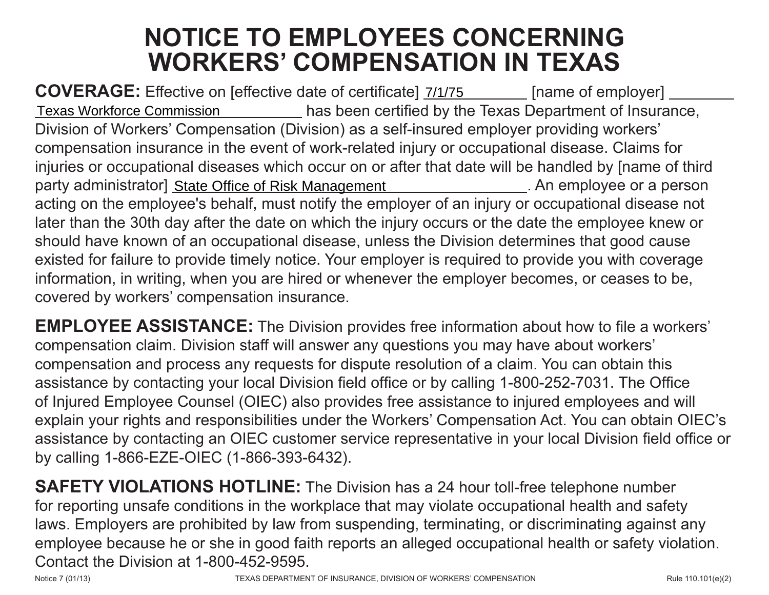# NOTICE TO EMPLOYEES CONCERNING WORKERS' COMPENSATION IN TEXAS

**COVERAGE:** Effective on [effective date of certificate] 7/1/75 [name of employer] Texas Workforce Commission has been certified by the Texas Department of Insurance, Division of Workers' Compensation (Division) as a self-insured employer providing workers' compensation insurance in the event of work-related injury or occupational disease. Claims for injuries or occupational diseases which occur on or after that date will be handled by [name of third party administrator] State Office of Risk Management. An employee or a person acting on the employee's behalf, must notify the employer of an injury or occupational disease not later than the 30th day after the date on which the injury occurs or the date the employee knew or should have known of an occupational disease, unless the Division determines that good cause existed for failure to provide timely notice. Your employer is required to provide you with coverage information, in writing, when you are hired or whenever the employer becomes, or ceases to be, covered by workers' compensation insurance.

**EMPLOYEE ASSISTANCE:** The Division provides free information about how to file a workers' compensation claim. Division staff will answer any questions you may have about workers' compensation and process any requests for dispute resolution of a claim. You can obtain this assistance by contacting your local Division field office or by calling 1-800-252-7031. The Office of Injured Employee Counsel (OIEC) also provides free assistance to injured employees and will explain your rights and responsibilities under the Workers' Compensation Act. You can obtain OIEC's assistance by contacting an OIEC customer service representative in your local Division field office or by calling 1-866-EZE-OIEC (1-866-393-6432).

**SAFETY VIOLATIONS HOTLINE:** The Division has a 24 hour toll-free telephone number for reporting unsafe conditions in the workplace that may violate occupational health and safety laws. Employers are prohibited by law from suspending, terminating, or discriminating against any employee because he or she in good faith reports an alleged occupational health or safety violation. Contact the Division at 1-800-452-9595.

Notice 7 (01/13) TEXAS DEPARTMENT OF INSURANCE, DIVISION OF WORKERS' COMPENSATION Rule 110.101(e)(2)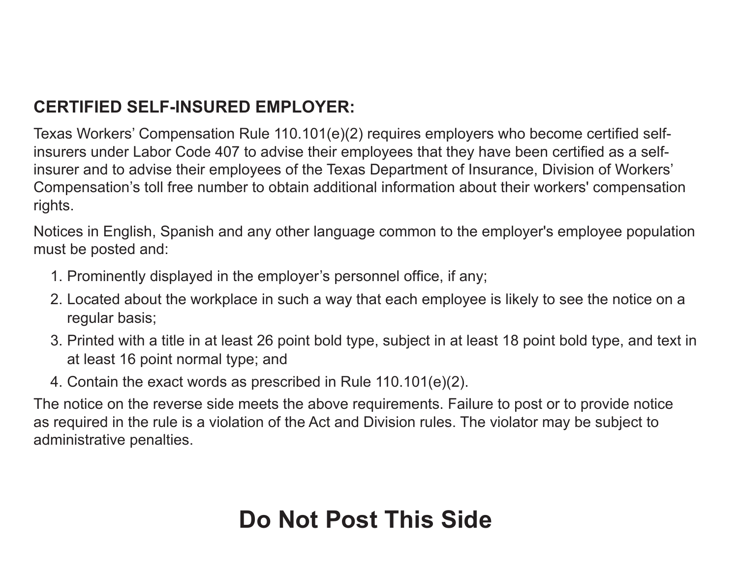## CERTIFIED SELF-INSURED EMPLOYER:

Texas Workers' Compensation Rule 110.101(e)(2) requires employers who become certified self-insurers under Labor Code 407 to advise their employees that they have been certified as a self-insurer and to advise their employees of the Texas Department of Insurance, Division of Workers' Compensation's toll free number to obtain additional information about their workers' compensation rights.

Notices in English, Spanish and any other language common to the employer's employee population must be posted and:

1. Prominently displayed in the employer's personnel office, if any;
2. Located about the workplace in such a way that each employee is likely to see the notice on a regular basis;
3. Printed with a title in at least 26 point bold type, subject in at least 18 point bold type, and text in at least 16 point normal type; and
4. Contain the exact words as prescribed in Rule 110.101(e)(2).

The notice on the reverse side meets the above requirements. Failure to post or to provide notice as required in the rule is a violation of the Act and Division rules. The violator may be subject to administrative penalties.

# Do Not Post This Side